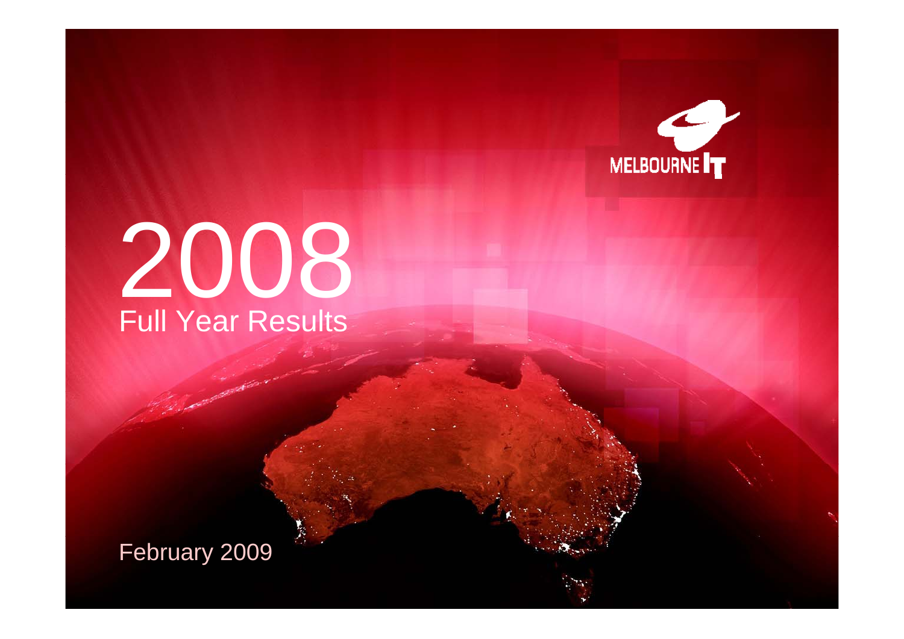MELBOURNE IT

# 2008
## Full Year Results

February 2009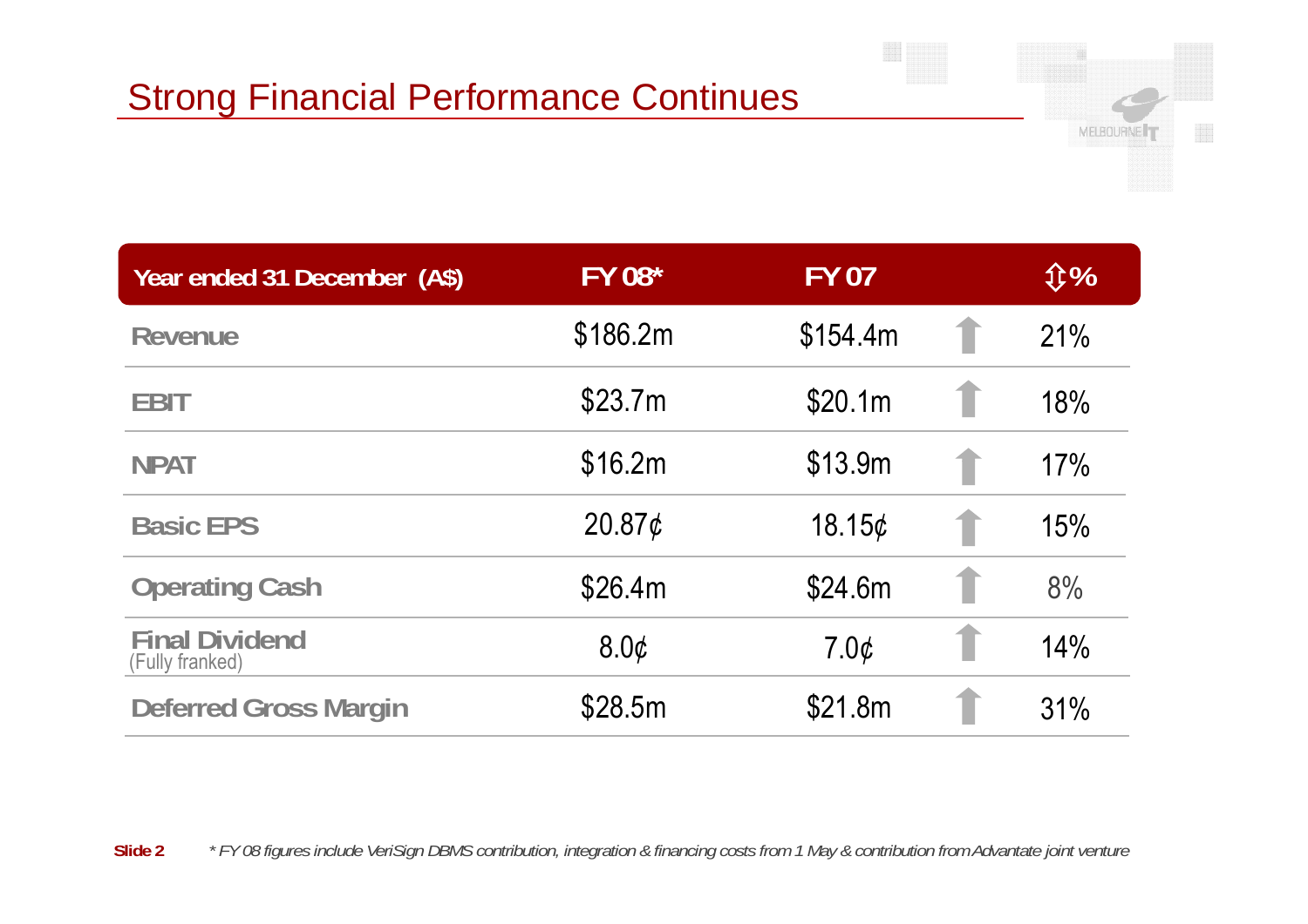# Strong Financial Performance Continues

| Year ended 31 December (A$) | FY 08* | FY 07 | | ⇕% |
|---|---|---|---|---|
| Revenue | $186.2m | $154.4m | ↑ | 21% |
| EBIT | $23.7m | $20.1m | ↑ | 18% |
| NPAT | $16.2m | $13.9m | ↑ | 17% |
| Basic EPS | 20.87¢ | 18.15¢ | ↑ | 15% |
| Operating Cash | $26.4m | $24.6m | ↑ | 8% |
| Final Dividend (Fully franked) | 8.0¢ | 7.0¢ | ↑ | 14% |
| Deferred Gross Margin | $28.5m | $21.8m | ↑ | 31% |

*\* FY 08 figures include VeriSign DBMS contribution, integration & financing costs from 1 May & contribution from Advantate joint venture*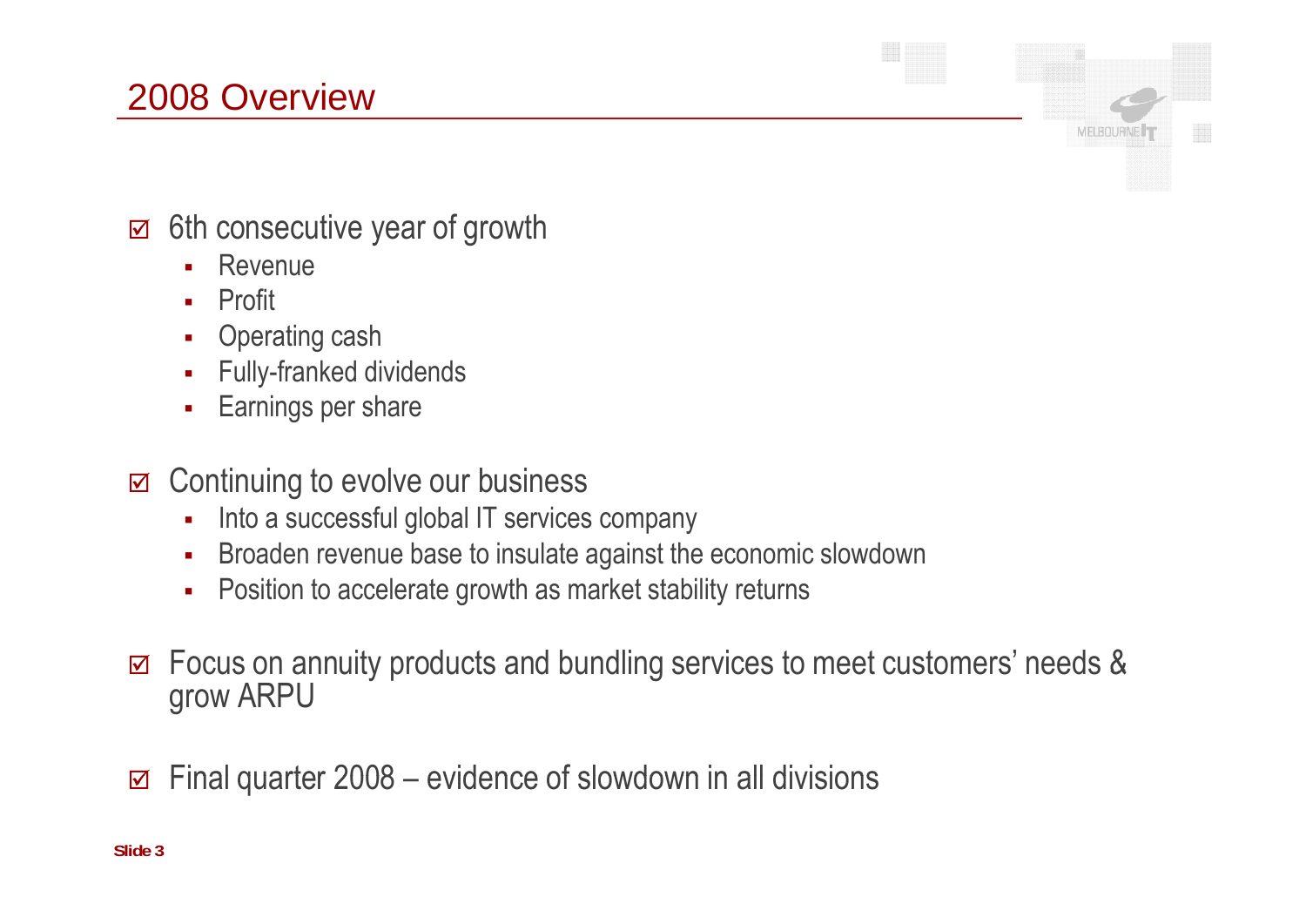# 2008 Overview

- ☑ 6th consecutive year of growth
  - Revenue
  - Profit
  - Operating cash
  - Fully-franked dividends
  - Earnings per share
- ☑ Continuing to evolve our business
  - Into a successful global IT services company
  - Broaden revenue base to insulate against the economic slowdown
  - Position to accelerate growth as market stability returns
- ☑ Focus on annuity products and bundling services to meet customers' needs & grow ARPU
- ☑ Final quarter 2008 – evidence of slowdown in all divisions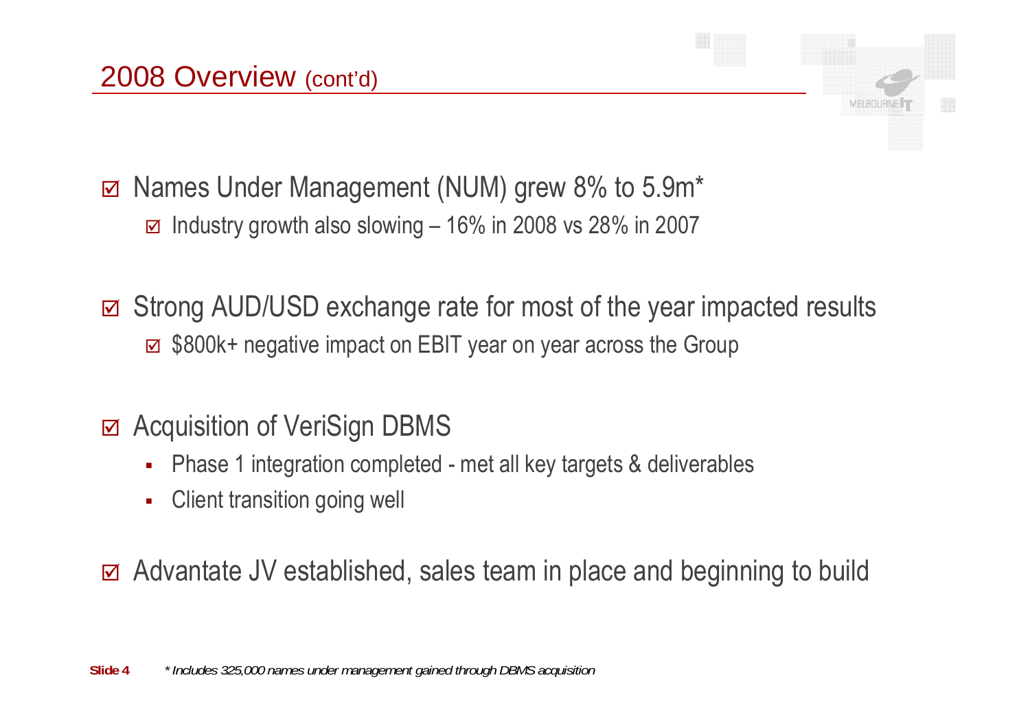# 2008 Overview (cont'd)

- ☑ Names Under Management (NUM) grew 8% to 5.9m*
  - ☑ Industry growth also slowing – 16% in 2008 vs 28% in 2007
- ☑ Strong AUD/USD exchange rate for most of the year impacted results
  - ☑ $800k+ negative impact on EBIT year on year across the Group
- ☑ Acquisition of VeriSign DBMS
  - Phase 1 integration completed - met all key targets & deliverables
  - Client transition going well
- ☑ Advantate JV established, sales team in place and beginning to build

*\* Includes 325,000 names under management gained through DBMS acquisition*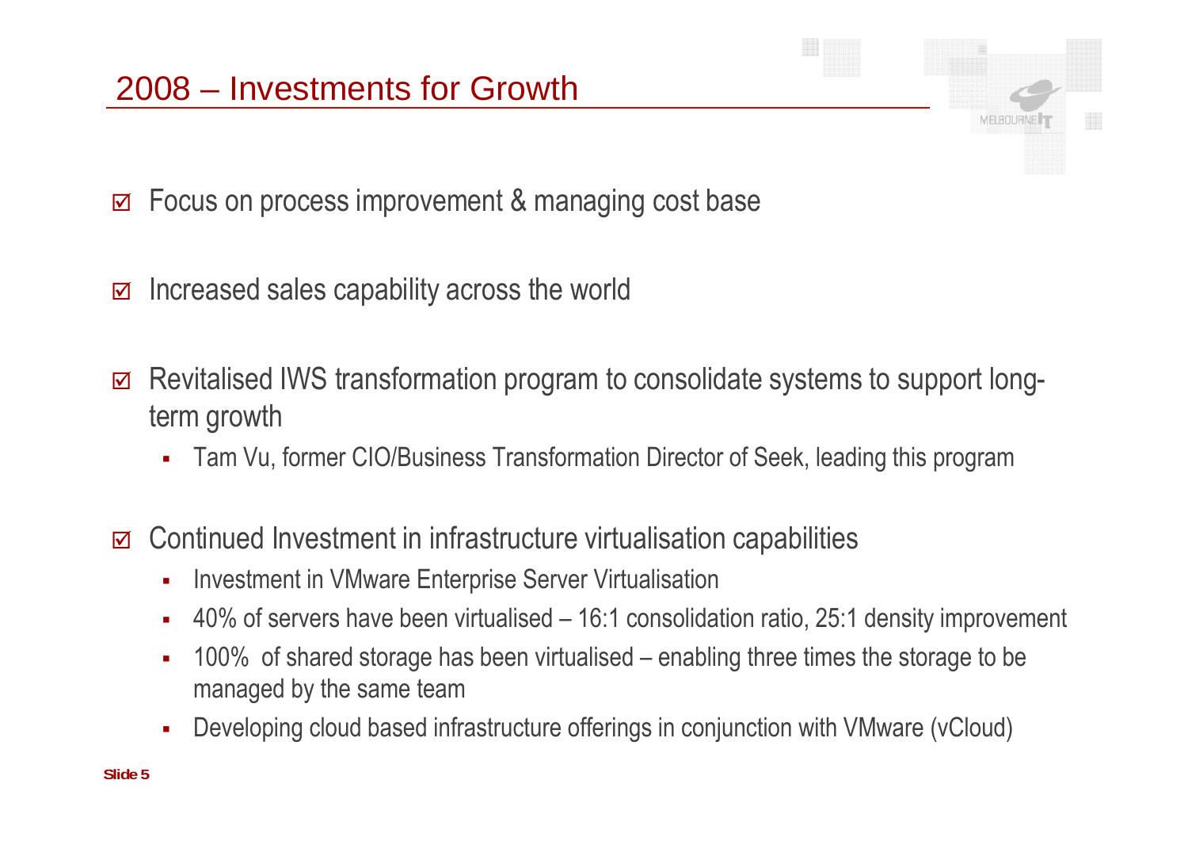# 2008 – Investments for Growth

- ☑ Focus on process improvement & managing cost base
- ☑ Increased sales capability across the world
- ☑ Revitalised IWS transformation program to consolidate systems to support long-term growth
  - Tam Vu, former CIO/Business Transformation Director of Seek, leading this program
- ☑ Continued Investment in infrastructure virtualisation capabilities
  - Investment in VMware Enterprise Server Virtualisation
  - 40% of servers have been virtualised – 16:1 consolidation ratio, 25:1 density improvement
  - 100% of shared storage has been virtualised – enabling three times the storage to be managed by the same team
  - Developing cloud based infrastructure offerings in conjunction with VMware (vCloud)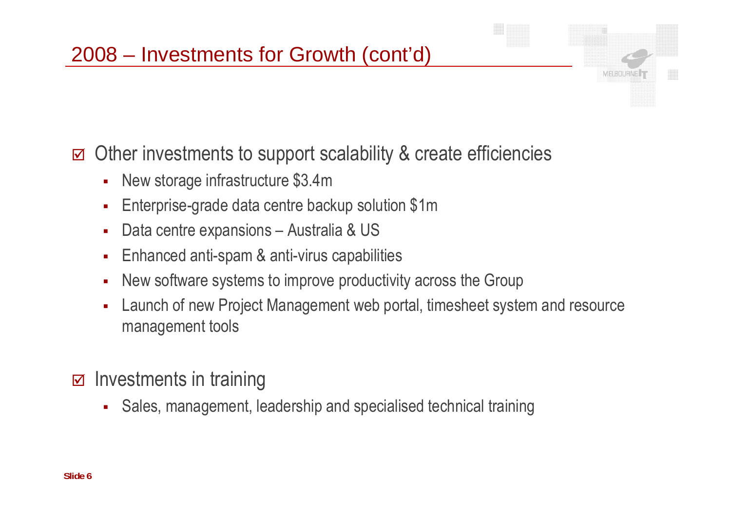# 2008 – Investments for Growth (cont'd)

☑ Other investments to support scalability & create efficiencies

- New storage infrastructure $3.4m
- Enterprise-grade data centre backup solution $1m
- Data centre expansions – Australia & US
- Enhanced anti-spam & anti-virus capabilities
- New software systems to improve productivity across the Group
- Launch of new Project Management web portal, timesheet system and resource management tools

☑ Investments in training

- Sales, management, leadership and specialised technical training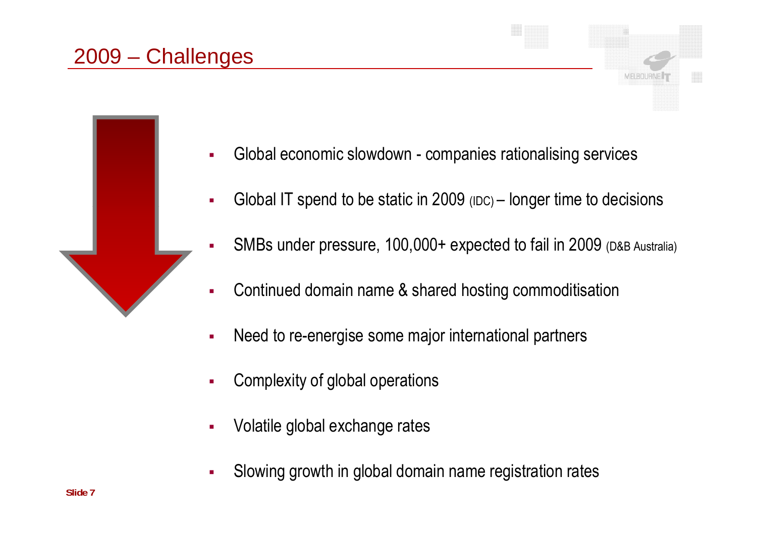## 2009 – Challenges

- Global economic slowdown - companies rationalising services
- Global IT spend to be static in 2009 (IDC) – longer time to decisions
- SMBs under pressure, 100,000+ expected to fail in 2009 (D&B Australia)
- Continued domain name & shared hosting commoditisation
- Need to re-energise some major international partners
- Complexity of global operations
- Volatile global exchange rates
- Slowing growth in global domain name registration rates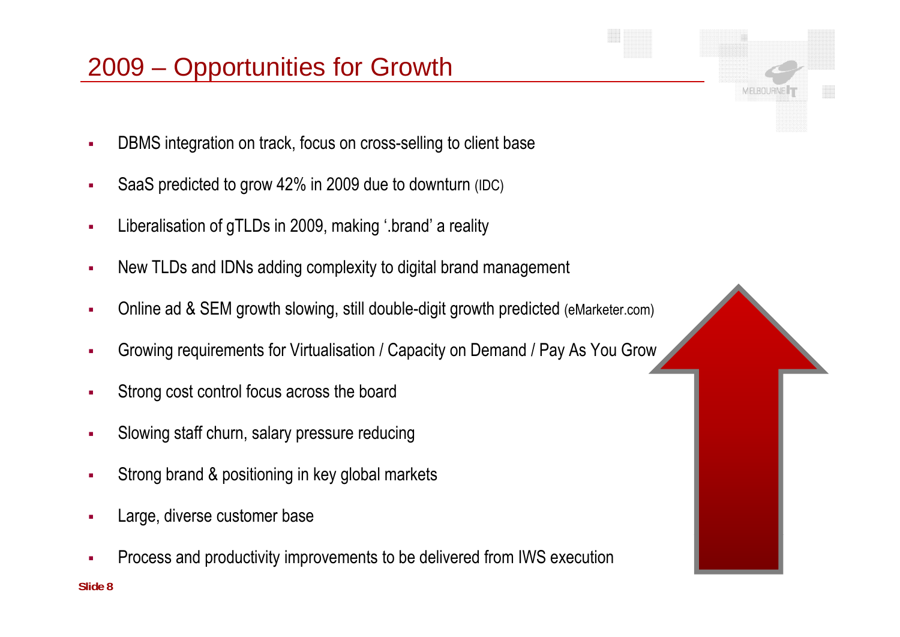# 2009 – Opportunities for Growth

- DBMS integration on track, focus on cross-selling to client base
- SaaS predicted to grow 42% in 2009 due to downturn (IDC)
- Liberalisation of gTLDs in 2009, making '.brand' a reality
- New TLDs and IDNs adding complexity to digital brand management
- Online ad & SEM growth slowing, still double-digit growth predicted (eMarketer.com)
- Growing requirements for Virtualisation / Capacity on Demand / Pay As You Grow
- Strong cost control focus across the board
- Slowing staff churn, salary pressure reducing
- Strong brand & positioning in key global markets
- Large, diverse customer base
- Process and productivity improvements to be delivered from IWS execution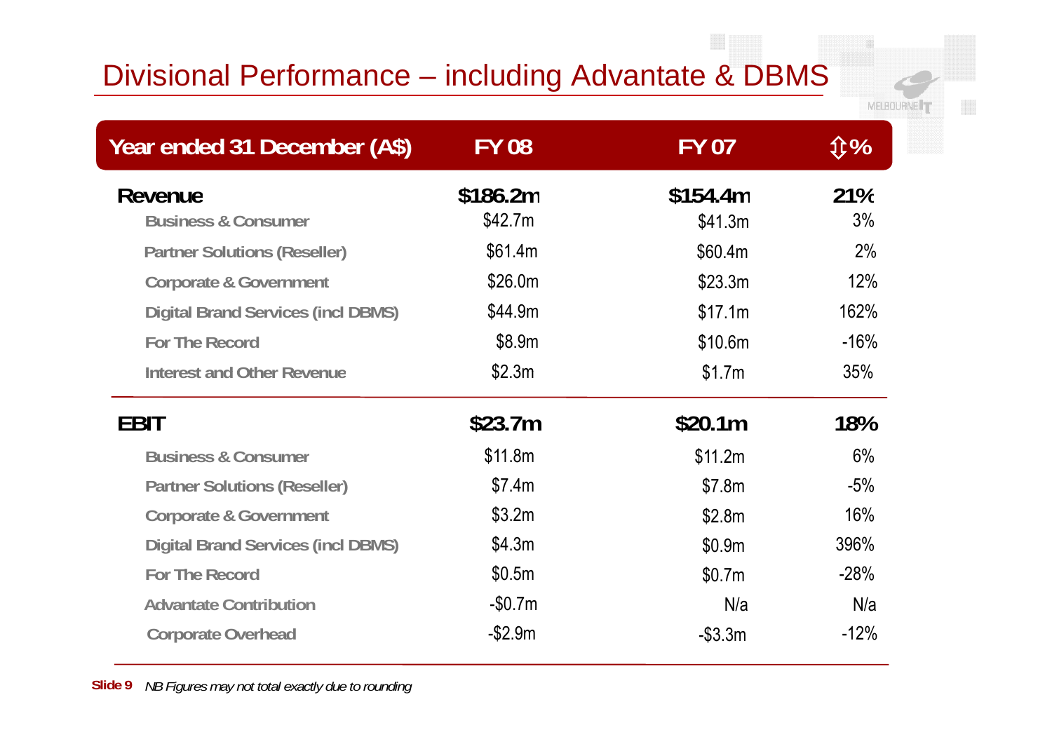# Divisional Performance – including Advantate & DBMS

| Year ended 31 December (A$) | FY 08 | FY 07 | ⇕% |
|---|---|---|---|
| **Revenue** | **$186.2m** | **$154.4m** | **21%** |
| Business & Consumer | $42.7m | $41.3m | 3% |
| Partner Solutions (Reseller) | $61.4m | $60.4m | 2% |
| Corporate & Government | $26.0m | $23.3m | 12% |
| Digital Brand Services (incl DBMS) | $44.9m | $17.1m | 162% |
| For The Record | $8.9m | $10.6m | -16% |
| Interest and Other Revenue | $2.3m | $1.7m | 35% |
| **EBIT** | **$23.7m** | **$20.1m** | **18%** |
| Business & Consumer | $11.8m | $11.2m | 6% |
| Partner Solutions (Reseller) | $7.4m | $7.8m | -5% |
| Corporate & Government | $3.2m | $2.8m | 16% |
| Digital Brand Services (incl DBMS) | $4.3m | $0.9m | 396% |
| For The Record | $0.5m | $0.7m | -28% |
| Advantate Contribution | -$0.7m | N/a | N/a |
| Corporate Overhead | -$2.9m | -$3.3m | -12% |

*NB Figures may not total exactly due to rounding*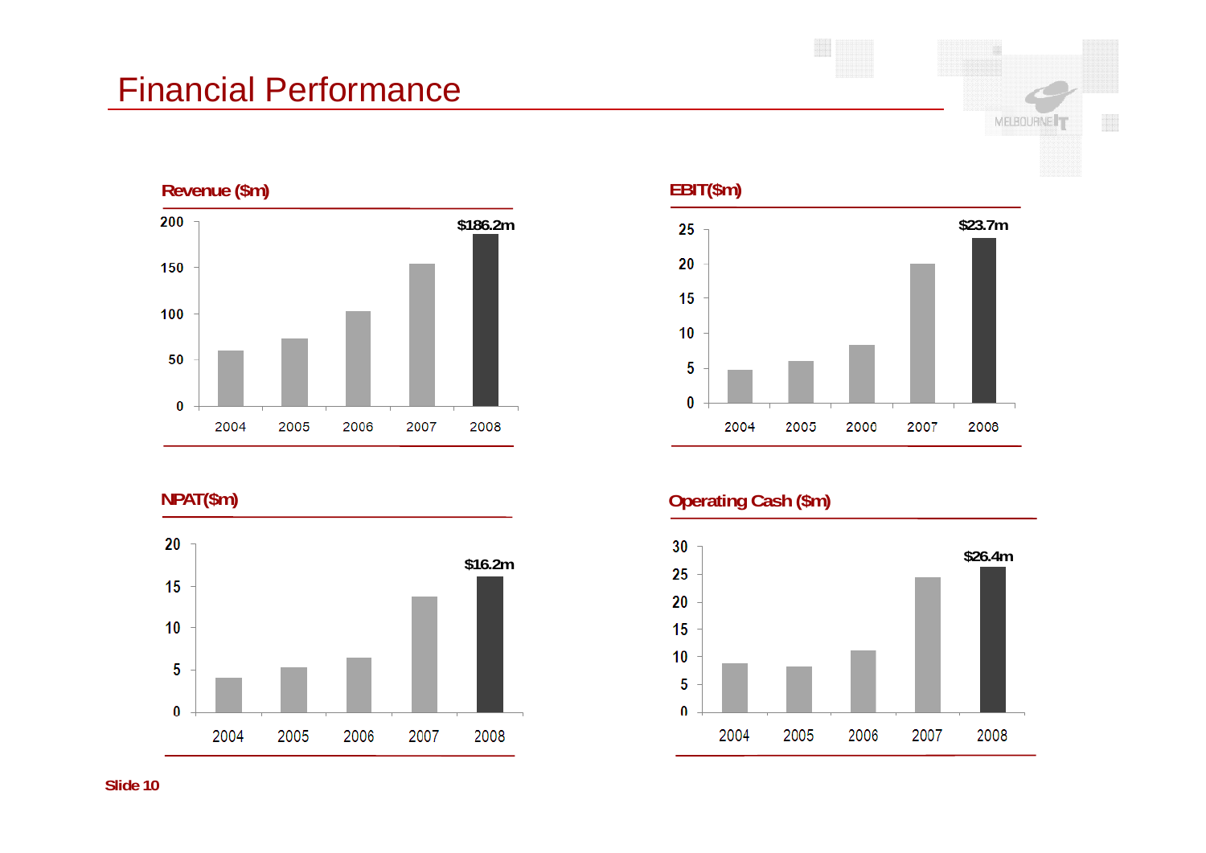# Financial Performance

## Revenue ($m)

| Year | Revenue ($m) |
|---|---|
| 2004 | |
| 2005 | |
| 2006 | |
| 2007 | |
| 2008 | $186.2m |

## EBIT($m)

| Year | EBIT ($m) |
|---|---|
| 2004 | |
| 2005 | |
| 2006 | |
| 2007 | |
| 2008 | $23.7m |

## NPAT($m)

| Year | NPAT ($m) |
|---|---|
| 2004 | |
| 2005 | |
| 2006 | |
| 2007 | |
| 2008 | $16.2m |

## Operating Cash ($m)

| Year | Operating Cash ($m) |
|---|---|
| 2004 | |
| 2005 | |
| 2006 | |
| 2007 | |
| 2008 | $26.4m |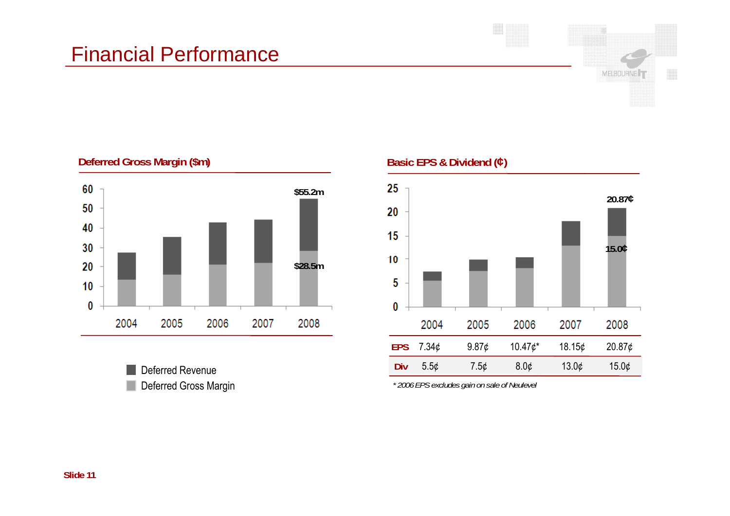# Financial Performance

## Deferred Gross Margin ($m)

| | 2004 | 2005 | 2006 | 2007 | 2008 |
|---|---|---|---|---|---|
| Deferred Revenue (total) | | | | | $55.2m |
| Deferred Gross Margin | | | | | $28.5m |

- Deferred Revenue
- Deferred Gross Margin

## Basic EPS & Dividend (¢)

| | 2004 | 2005 | 2006 | 2007 | 2008 |
|---|---|---|---|---|---|
| **EPS** | 7.34¢ | 9.87¢ | 10.47¢* | 18.15¢ | 20.87¢ |
| **Div** | 5.5¢ | 7.5¢ | 8.0¢ | 13.0¢ | 15.0¢ |

*\* 2006 EPS excludes gain on sale of Neulevel*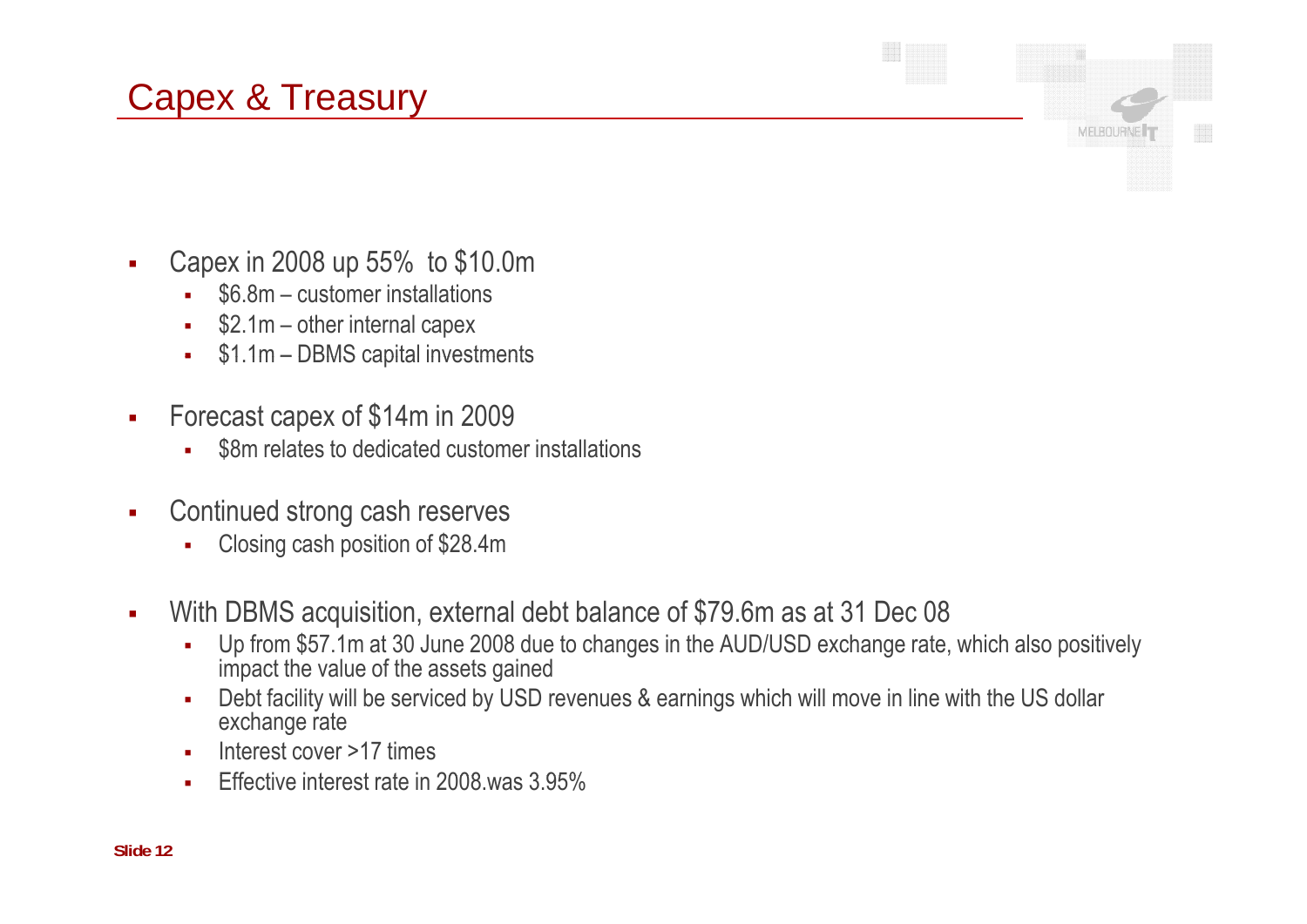# Capex & Treasury

- Capex in 2008 up 55%  to $10.0m
  - $6.8m – customer installations
  - $2.1m – other internal capex
  - $1.1m – DBMS capital investments
- Forecast capex of $14m in 2009
  - $8m relates to dedicated customer installations
- Continued strong cash reserves
  - Closing cash position of $28.4m
- With DBMS acquisition, external debt balance of $79.6m as at 31 Dec 08
  - Up from $57.1m at 30 June 2008 due to changes in the AUD/USD exchange rate, which also positively impact the value of the assets gained
  - Debt facility will be serviced by USD revenues & earnings which will move in line with the US dollar exchange rate
  - Interest cover >17 times
  - Effective interest rate in 2008.was 3.95%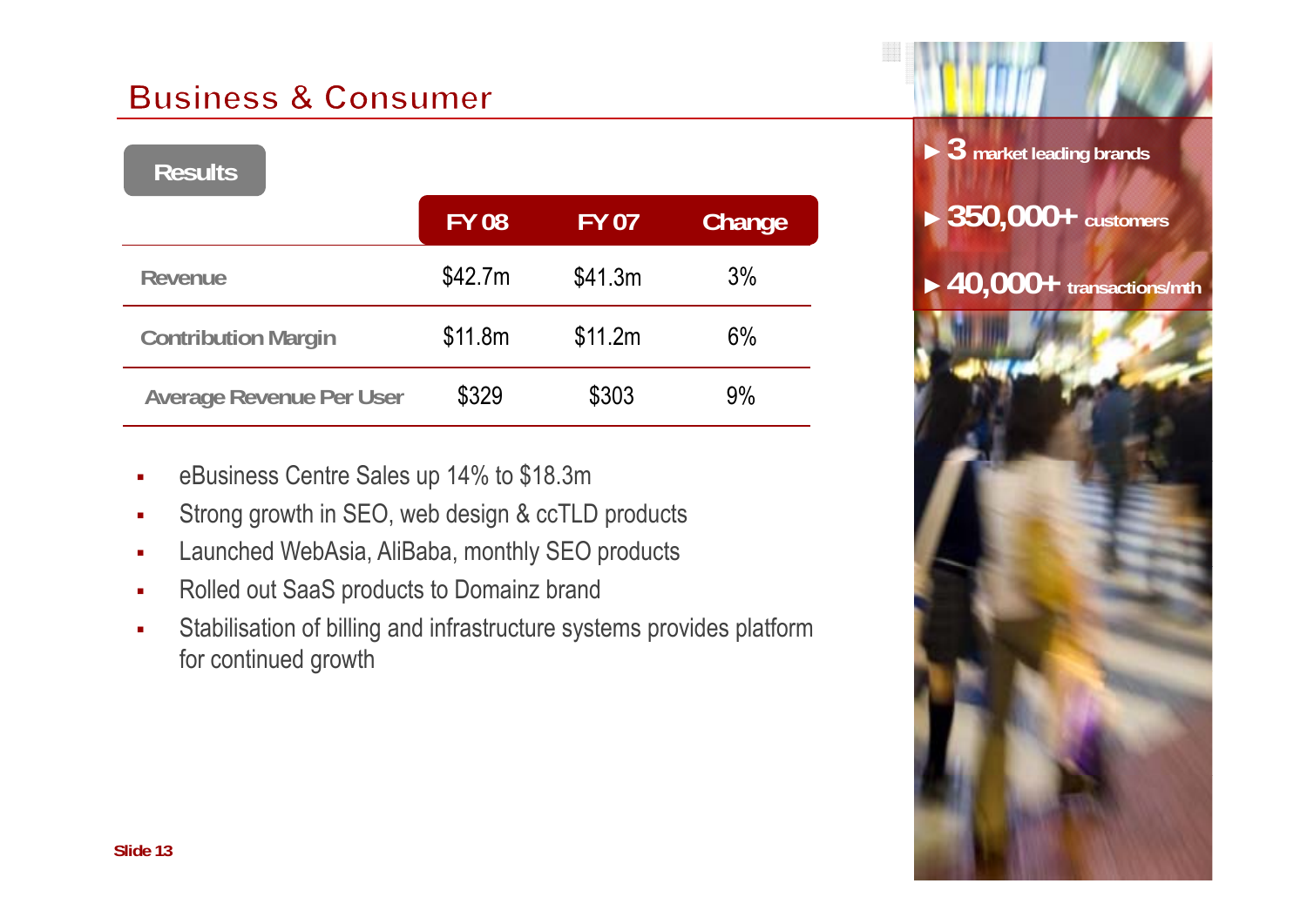# Business & Consumer

**Results**

| | FY 08 | FY 07 | Change |
|---|---|---|---|
| Revenue | $42.7m | $41.3m | 3% |
| Contribution Margin | $11.8m | $11.2m | 6% |
| Average Revenue Per User | $329 | $303 | 9% |

- eBusiness Centre Sales up 14% to $18.3m
- Strong growth in SEO, web design & ccTLD products
- Launched WebAsia, AliBaba, monthly SEO products
- Rolled out SaaS products to Domainz brand
- Stabilisation of billing and infrastructure systems provides platform for continued growth

► **3** market leading brands

► **350,000+** customers

► **40,000+** transactions/mth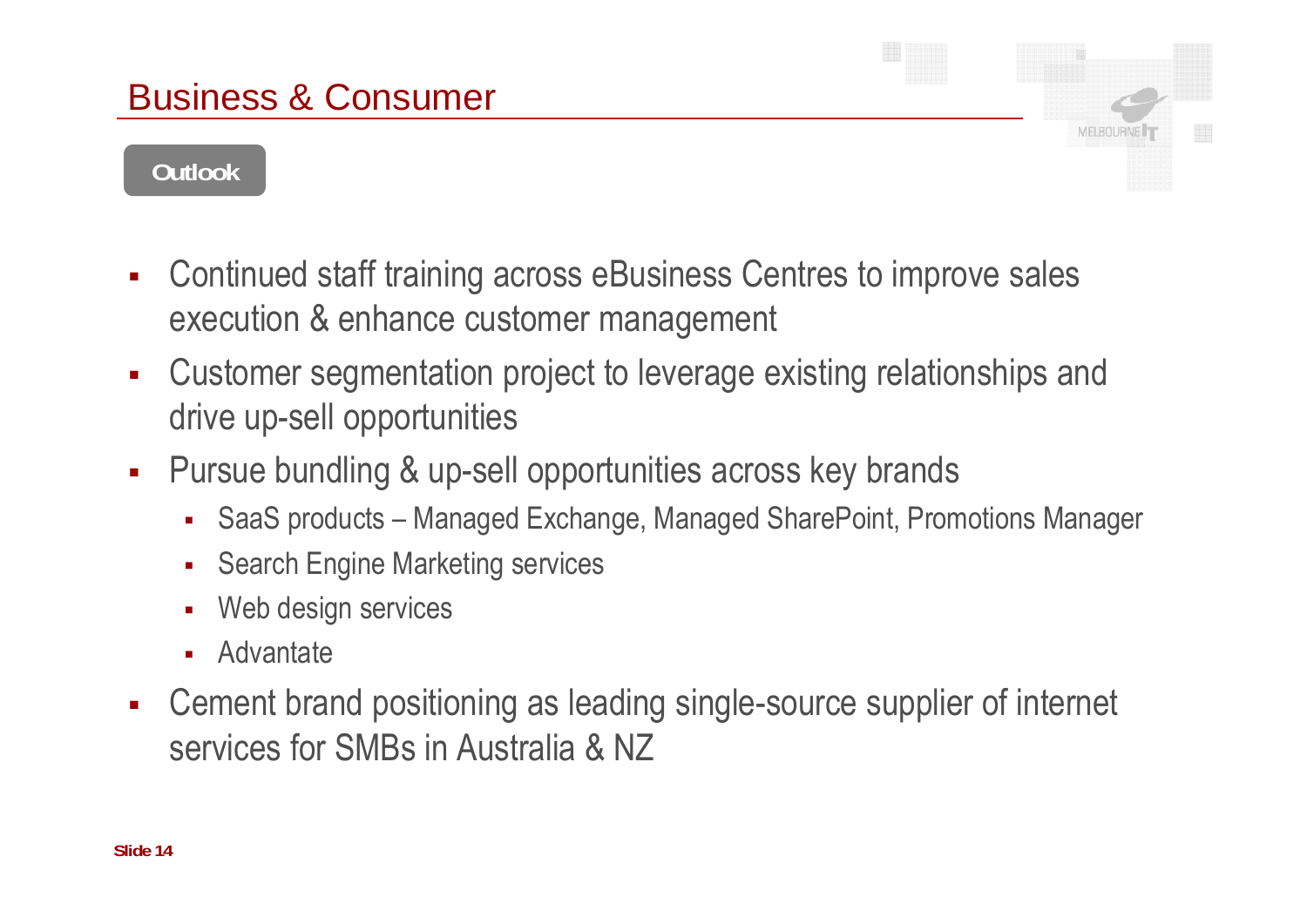# Business & Consumer

**Outlook**

- Continued staff training across eBusiness Centres to improve sales execution & enhance customer management
- Customer segmentation project to leverage existing relationships and drive up-sell opportunities
- Pursue bundling & up-sell opportunities across key brands
  - SaaS products – Managed Exchange, Managed SharePoint, Promotions Manager
  - Search Engine Marketing services
  - Web design services
  - Advantate
- Cement brand positioning as leading single-source supplier of internet services for SMBs in Australia & NZ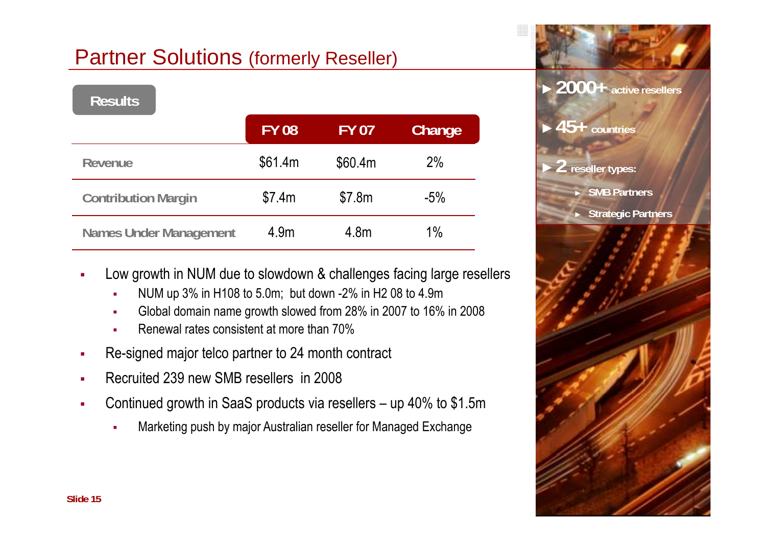# Partner Solutions (formerly Reseller)

**Results**

| | FY 08 | FY 07 | Change |
|---|---|---|---|
| Revenue | $61.4m | $60.4m | 2% |
| Contribution Margin | $7.4m | $7.8m | -5% |
| Names Under Management | 4.9m | 4.8m | 1% |

- Low growth in NUM due to slowdown & challenges facing large resellers
  - NUM up 3% in H108 to 5.0m; but down -2% in H2 08 to 4.9m
  - Global domain name growth slowed from 28% in 2007 to 16% in 2008
  - Renewal rates consistent at more than 70%
- Re-signed major telco partner to 24 month contract
- Recruited 239 new SMB resellers in 2008
- Continued growth in SaaS products via resellers – up 40% to $1.5m
  - Marketing push by major Australian reseller for Managed Exchange

- **2000+** active resellers
- **45+** countries
- **2** reseller types:
  - SMB Partners
  - Strategic Partners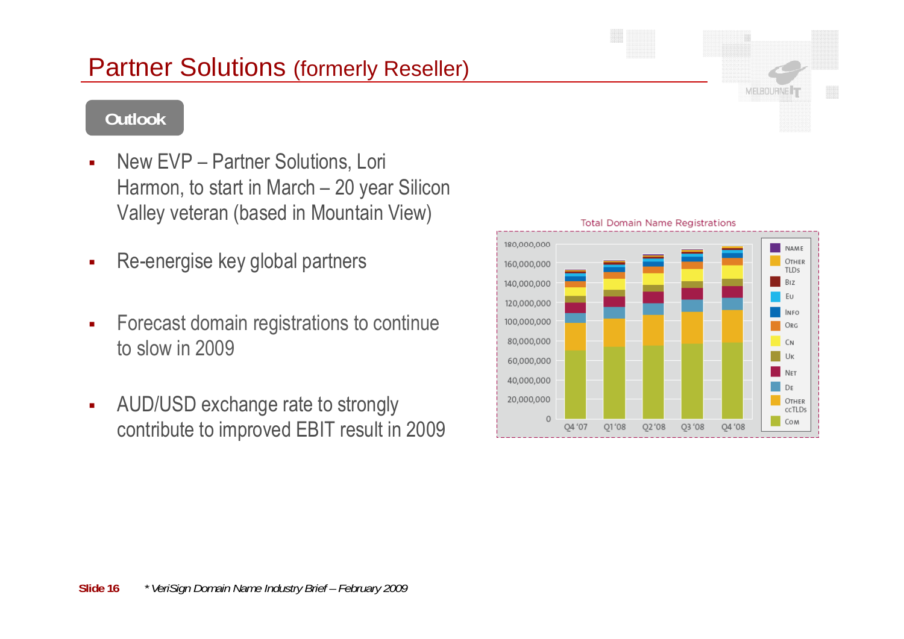# Partner Solutions (formerly Reseller)

**Outlook**

- New EVP – Partner Solutions, Lori Harmon, to start in March – 20 year Silicon Valley veteran (based in Mountain View)
- Re-energise key global partners
- Forecast domain registrations to continue to slow in 2009
- AUD/USD exchange rate to strongly contribute to improved EBIT result in 2009

Total Domain Name Registrations

*\* VeriSign Domain Name Industry Brief – February 2009*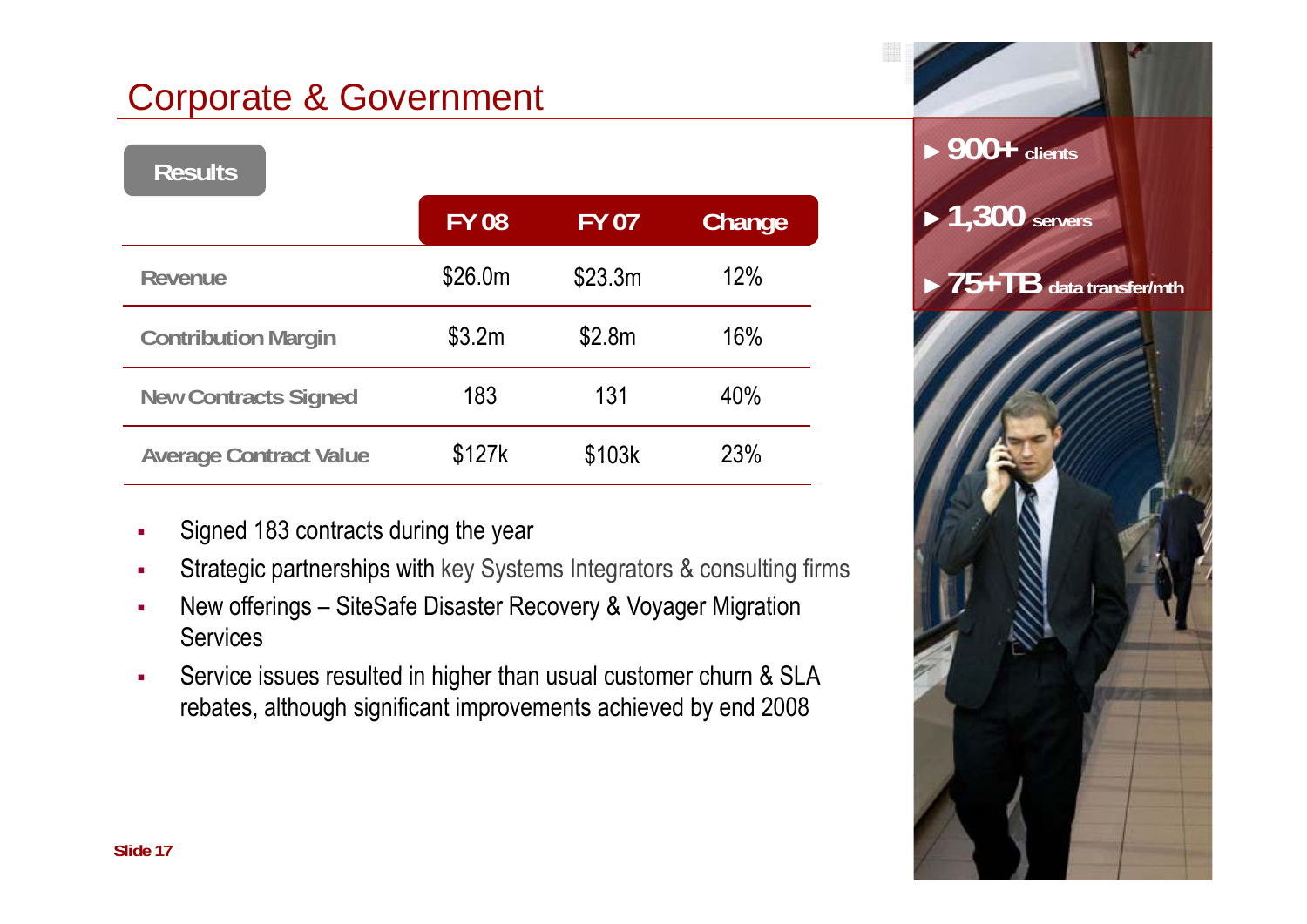# Corporate & Government

**Results**

| | FY 08 | FY 07 | Change |
|---|---|---|---|
| Revenue | $26.0m | $23.3m | 12% |
| Contribution Margin | $3.2m | $2.8m | 16% |
| New Contracts Signed | 183 | 131 | 40% |
| Average Contract Value | $127k | $103k | 23% |

- Signed 183 contracts during the year
- Strategic partnerships with key Systems Integrators & consulting firms
- New offerings – SiteSafe Disaster Recovery & Voyager Migration Services
- Service issues resulted in higher than usual customer churn & SLA rebates, although significant improvements achieved by end 2008

- **900+** clients
- **1,300** servers
- **75+TB** data transfer/mth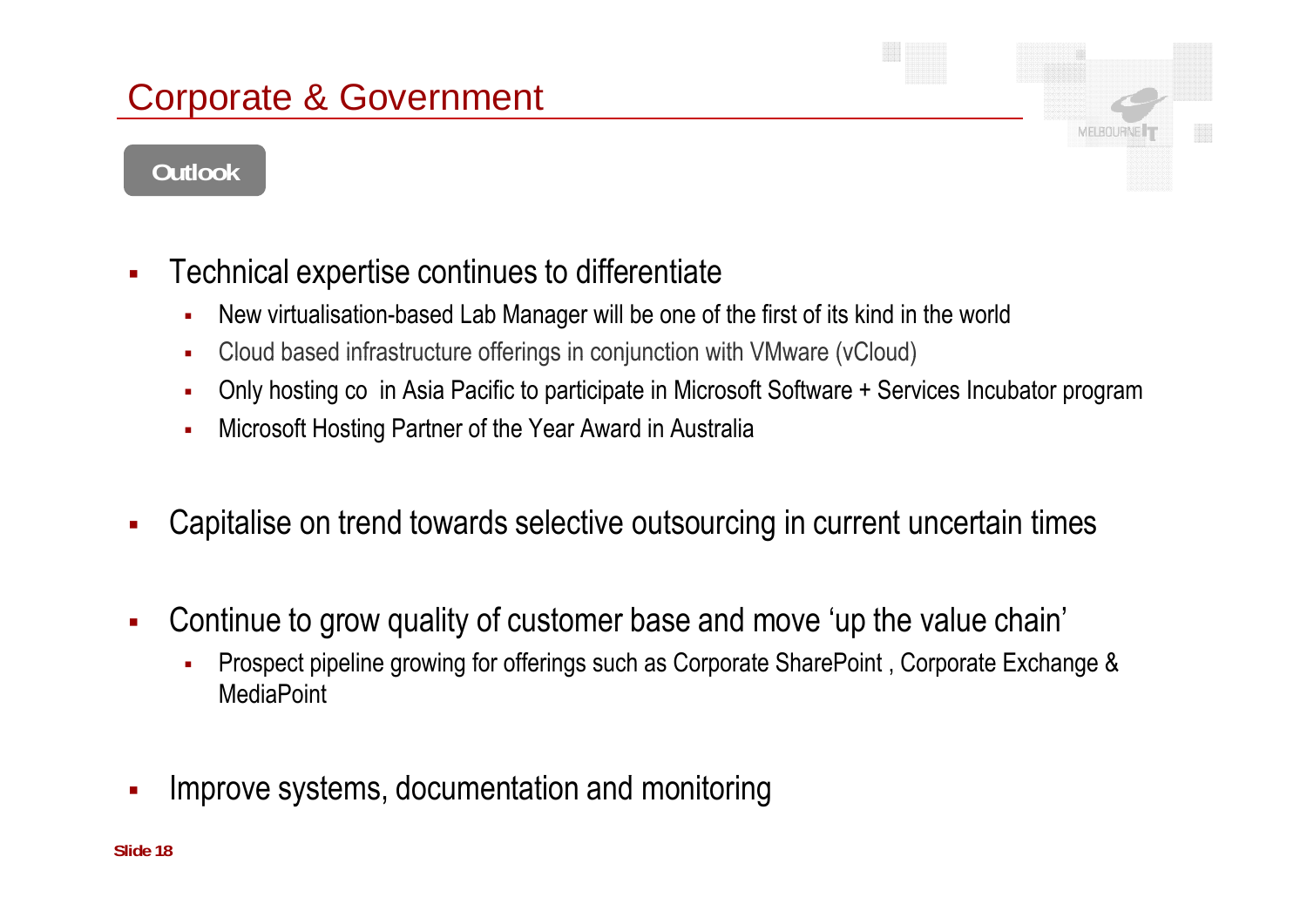# Corporate & Government

**Outlook**

- Technical expertise continues to differentiate
  - New virtualisation-based Lab Manager will be one of the first of its kind in the world
  - Cloud based infrastructure offerings in conjunction with VMware (vCloud)
  - Only hosting co in Asia Pacific to participate in Microsoft Software + Services Incubator program
  - Microsoft Hosting Partner of the Year Award in Australia
- Capitalise on trend towards selective outsourcing in current uncertain times
- Continue to grow quality of customer base and move 'up the value chain'
  - Prospect pipeline growing for offerings such as Corporate SharePoint , Corporate Exchange & MediaPoint
- Improve systems, documentation and monitoring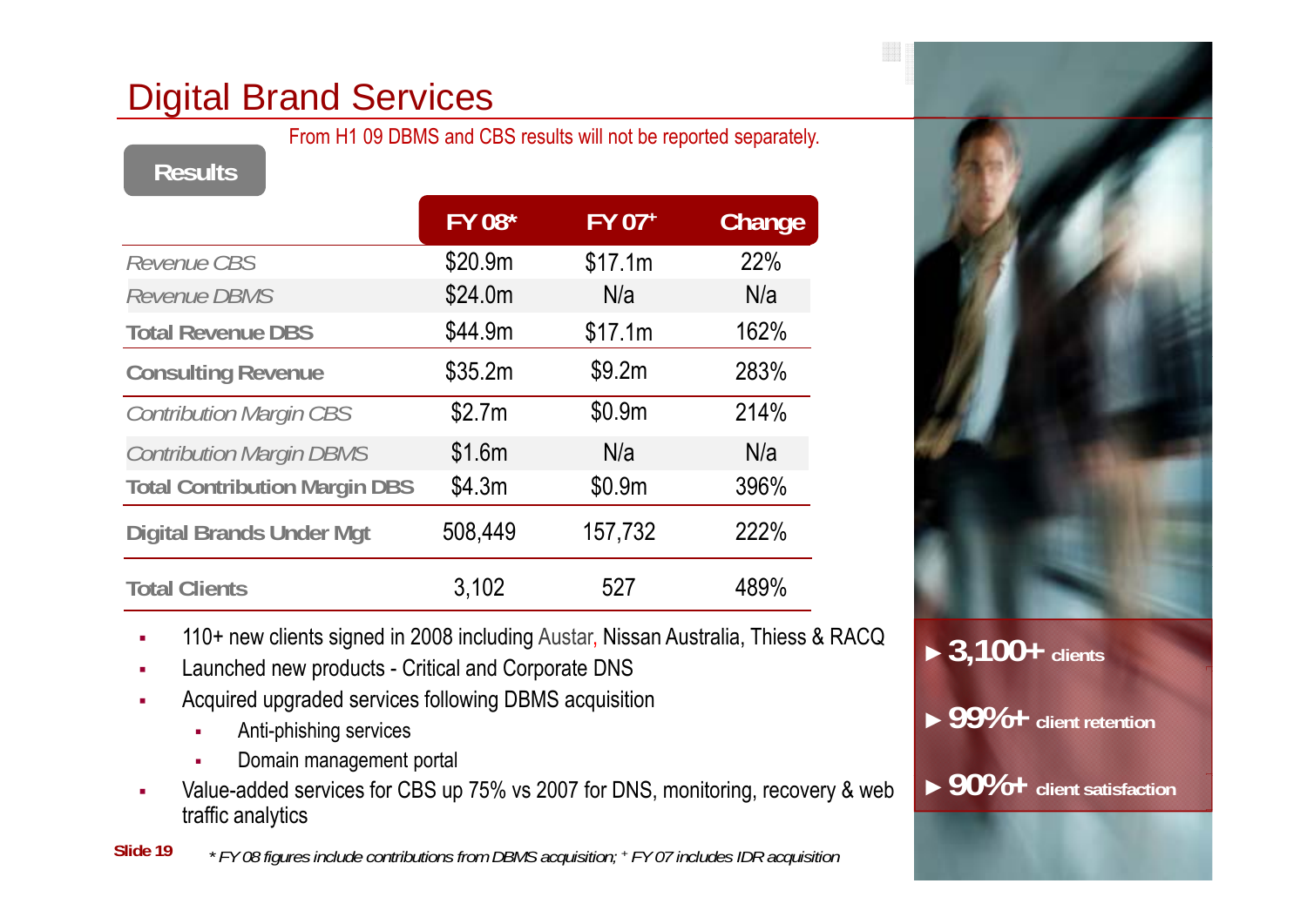# Digital Brand Services

From H1 09 DBMS and CBS results will not be reported separately.

**Results**

| | FY 08* | FY 07+ | Change |
|---|---|---|---|
| *Revenue CBS* | $20.9m | $17.1m | 22% |
| *Revenue DBMS* | $24.0m | N/a | N/a |
| **Total Revenue DBS** | $44.9m | $17.1m | 162% |
| **Consulting Revenue** | $35.2m | $9.2m | 283% |
| *Contribution Margin CBS* | $2.7m | $0.9m | 214% |
| *Contribution Margin DBMS* | $1.6m | N/a | N/a |
| **Total Contribution Margin DBS** | $4.3m | $0.9m | 396% |
| **Digital Brands Under Mgt** | 508,449 | 157,732 | 222% |
| **Total Clients** | 3,102 | 527 | 489% |

- 110+ new clients signed in 2008 including Austar, Nissan Australia, Thiess & RACQ
- Launched new products - Critical and Corporate DNS
- Acquired upgraded services following DBMS acquisition
  - Anti-phishing services
  - Domain management portal
- Value-added services for CBS up 75% vs 2007 for DNS, monitoring, recovery & web traffic analytics

► **3,100+** clients

► **99%+** client retention

► **90%+** client satisfaction

*\* FY 08 figures include contributions from DBMS acquisition; + FY 07 includes IDR acquisition*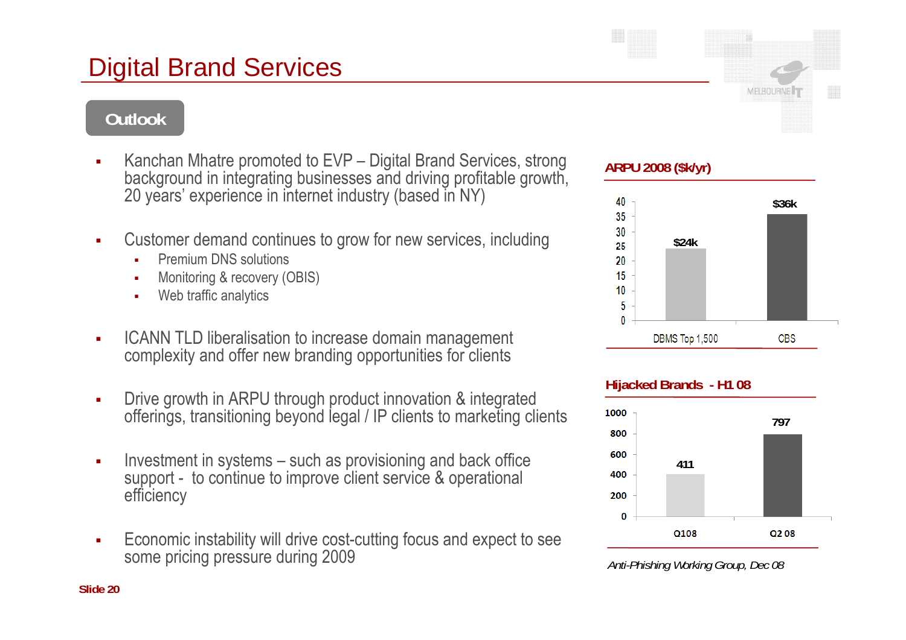# Digital Brand Services

## Outlook

- Kanchan Mhatre promoted to EVP – Digital Brand Services, strong background in integrating businesses and driving profitable growth, 20 years' experience in internet industry (based in NY)
- Customer demand continues to grow for new services, including
  - Premium DNS solutions
  - Monitoring & recovery (OBIS)
  - Web traffic analytics
- ICANN TLD liberalisation to increase domain management complexity and offer new branding opportunities for clients
- Drive growth in ARPU through product innovation & integrated offerings, transitioning beyond legal / IP clients to marketing clients
- Investment in systems – such as provisioning and back office support - to continue to improve client service & operational efficiency
- Economic instability will drive cost-cutting focus and expect to see some pricing pressure during 2009

**ARPU 2008 ($k/yr)**

| DBMS Top 1,500 | CBS |
|---|---|
| $24k | $36k |

**Hijacked Brands - H1 08**

| Q108 | Q2 08 |
|---|---|
| 411 | 797 |

*Anti-Phishing Working Group, Dec 08*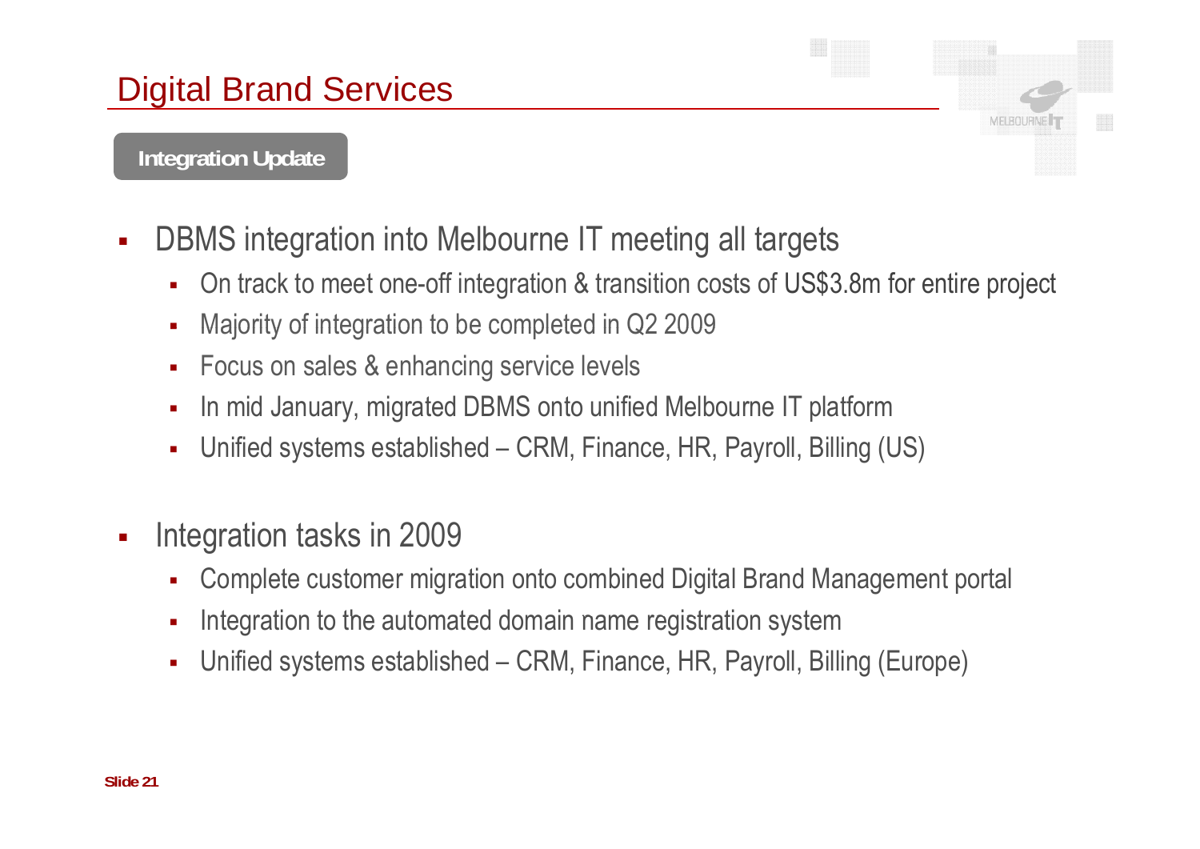# Digital Brand Services

**Integration Update**

- DBMS integration into Melbourne IT meeting all targets
  - On track to meet one-off integration & transition costs of US$3.8m for entire project
  - Majority of integration to be completed in Q2 2009
  - Focus on sales & enhancing service levels
  - In mid January, migrated DBMS onto unified Melbourne IT platform
  - Unified systems established – CRM, Finance, HR, Payroll, Billing (US)

- Integration tasks in 2009
  - Complete customer migration onto combined Digital Brand Management portal
  - Integration to the automated domain name registration system
  - Unified systems established – CRM, Finance, HR, Payroll, Billing (Europe)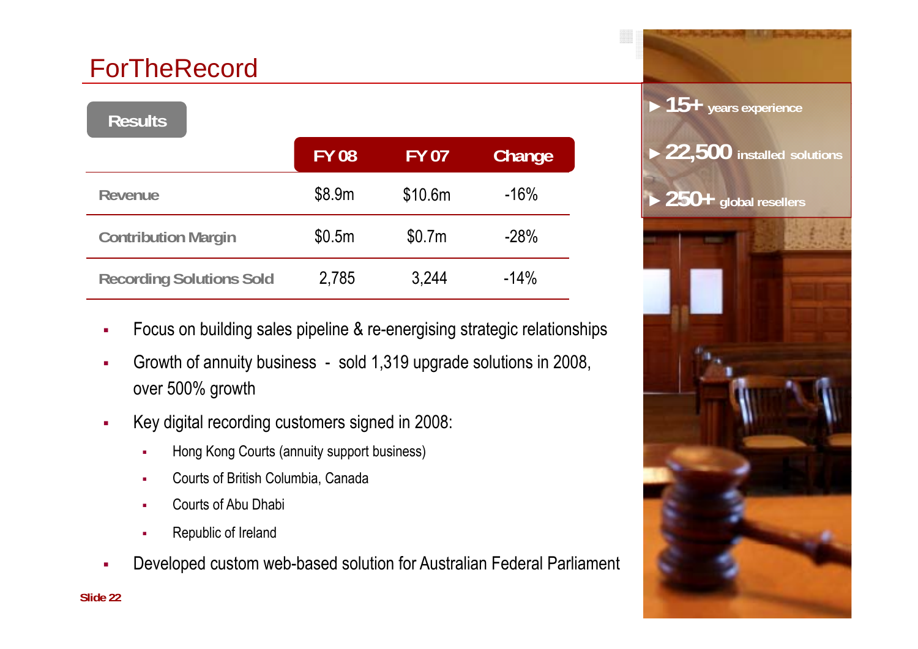# ForTheRecord

**Results**

| | FY 08 | FY 07 | Change |
|---|---|---|---|
| Revenue | $8.9m | $10.6m | -16% |
| Contribution Margin | $0.5m | $0.7m | -28% |
| Recording Solutions Sold | 2,785 | 3,244 | -14% |

- Focus on building sales pipeline & re-energising strategic relationships
- Growth of annuity business - sold 1,319 upgrade solutions in 2008, over 500% growth
- Key digital recording customers signed in 2008:
  - Hong Kong Courts (annuity support business)
  - Courts of British Columbia, Canada
  - Courts of Abu Dhabi
  - Republic of Ireland
- Developed custom web-based solution for Australian Federal Parliament

► **15+** years experience

► **22,500** installed solutions

► **250+** global resellers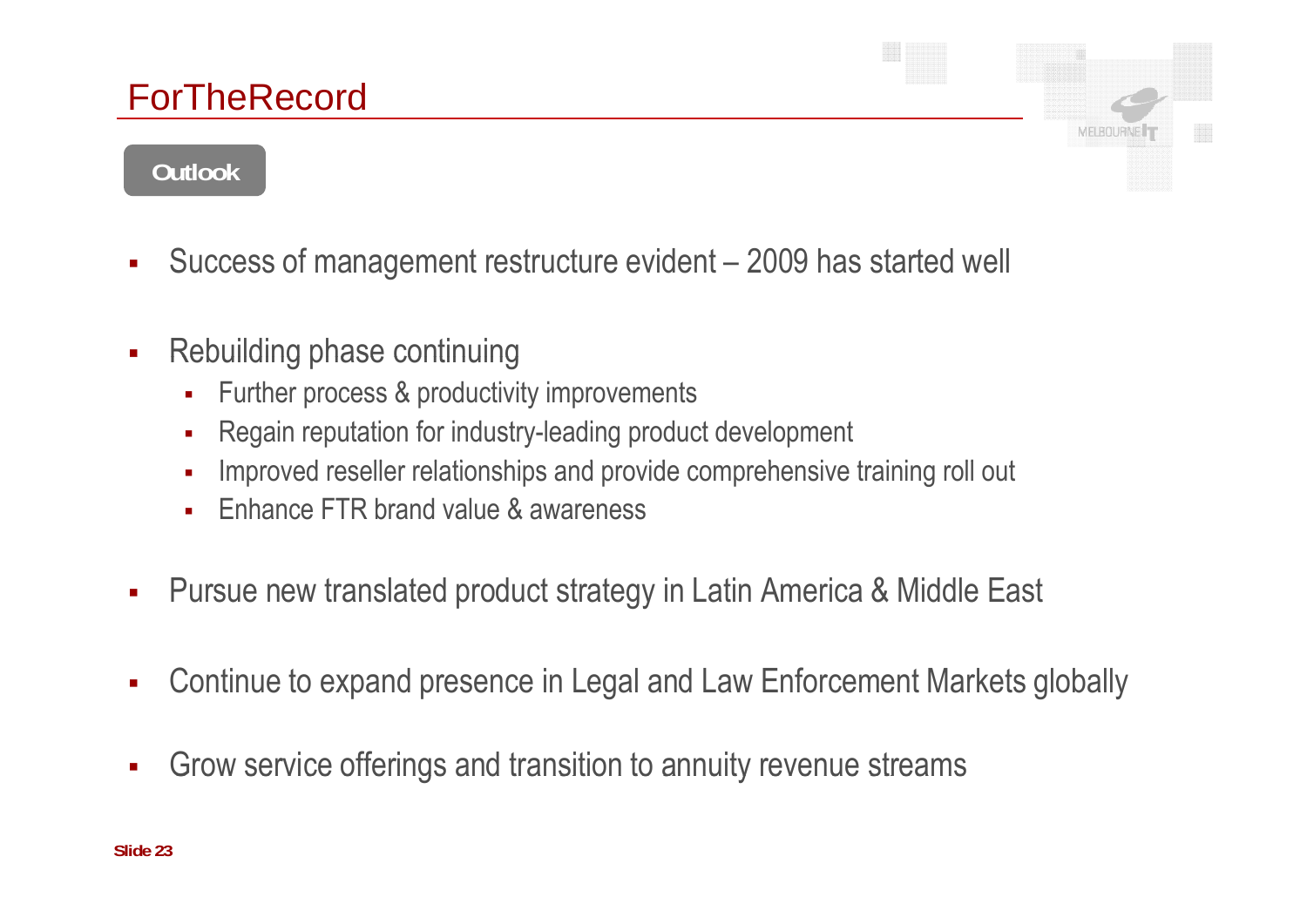# ForTheRecord

## Outlook

- Success of management restructure evident – 2009 has started well
- Rebuilding phase continuing
  - Further process & productivity improvements
  - Regain reputation for industry-leading product development
  - Improved reseller relationships and provide comprehensive training roll out
  - Enhance FTR brand value & awareness
- Pursue new translated product strategy in Latin America & Middle East
- Continue to expand presence in Legal and Law Enforcement Markets globally
- Grow service offerings and transition to annuity revenue streams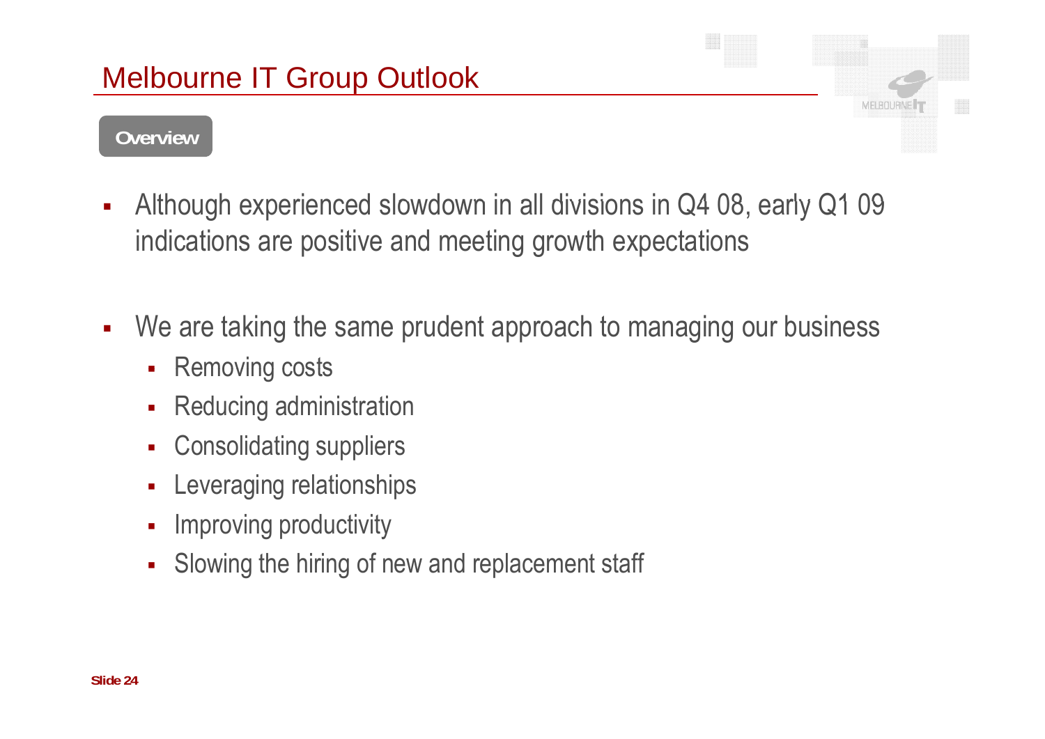# Melbourne IT Group Outlook

**Overview**

- Although experienced slowdown in all divisions in Q4 08, early Q1 09 indications are positive and meeting growth expectations
- We are taking the same prudent approach to managing our business
  - Removing costs
  - Reducing administration
  - Consolidating suppliers
  - Leveraging relationships
  - Improving productivity
  - Slowing the hiring of new and replacement staff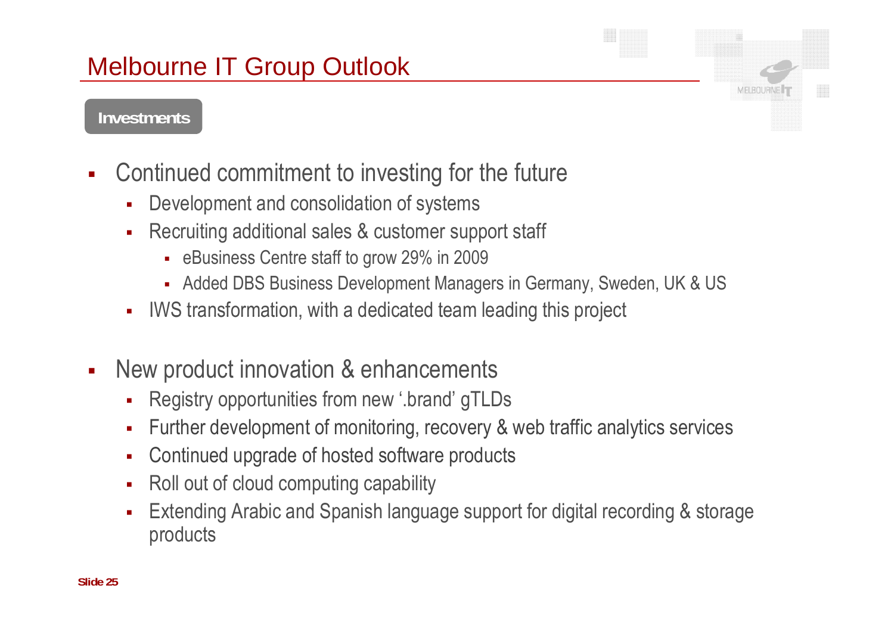# Melbourne IT Group Outlook

**Investments**

- Continued commitment to investing for the future
  - Development and consolidation of systems
  - Recruiting additional sales & customer support staff
    - eBusiness Centre staff to grow 29% in 2009
    - Added DBS Business Development Managers in Germany, Sweden, UK & US
  - IWS transformation, with a dedicated team leading this project
- New product innovation & enhancements
  - Registry opportunities from new '.brand' gTLDs
  - Further development of monitoring, recovery & web traffic analytics services
  - Continued upgrade of hosted software products
  - Roll out of cloud computing capability
  - Extending Arabic and Spanish language support for digital recording & storage products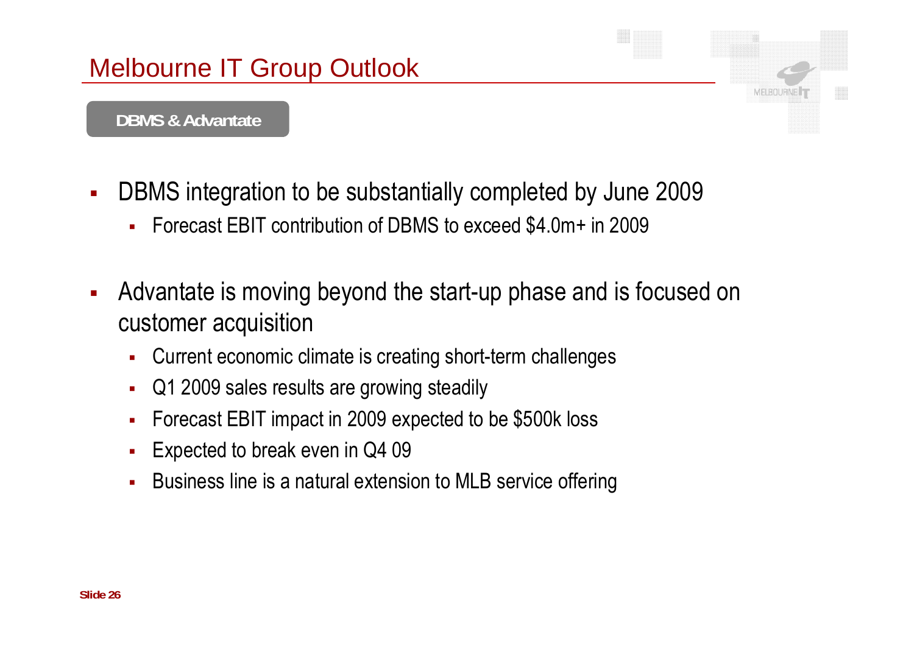# Melbourne IT Group Outlook

**DBMS & Advantate**

- DBMS integration to be substantially completed by June 2009
  - Forecast EBIT contribution of DBMS to exceed $4.0m+ in 2009
- Advantate is moving beyond the start-up phase and is focused on customer acquisition
  - Current economic climate is creating short-term challenges
  - Q1 2009 sales results are growing steadily
  - Forecast EBIT impact in 2009 expected to be $500k loss
  - Expected to break even in Q4 09
  - Business line is a natural extension to MLB service offering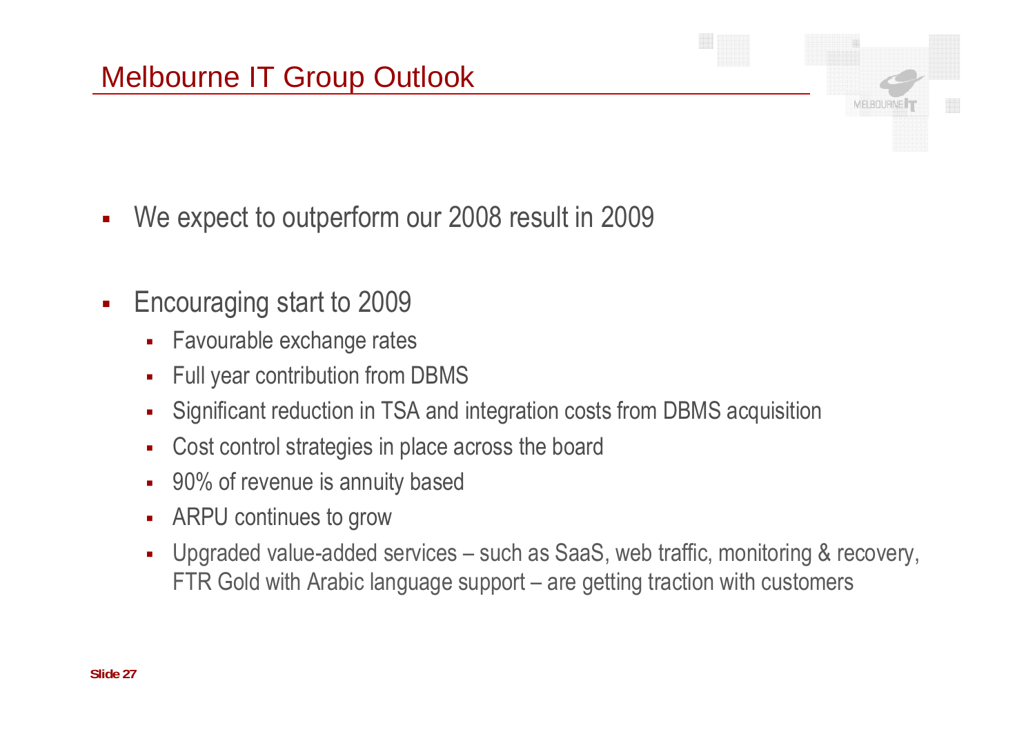# Melbourne IT Group Outlook

- We expect to outperform our 2008 result in 2009
- Encouraging start to 2009
  - Favourable exchange rates
  - Full year contribution from DBMS
  - Significant reduction in TSA and integration costs from DBMS acquisition
  - Cost control strategies in place across the board
  - 90% of revenue is annuity based
  - ARPU continues to grow
  - Upgraded value-added services – such as SaaS, web traffic, monitoring & recovery, FTR Gold with Arabic language support – are getting traction with customers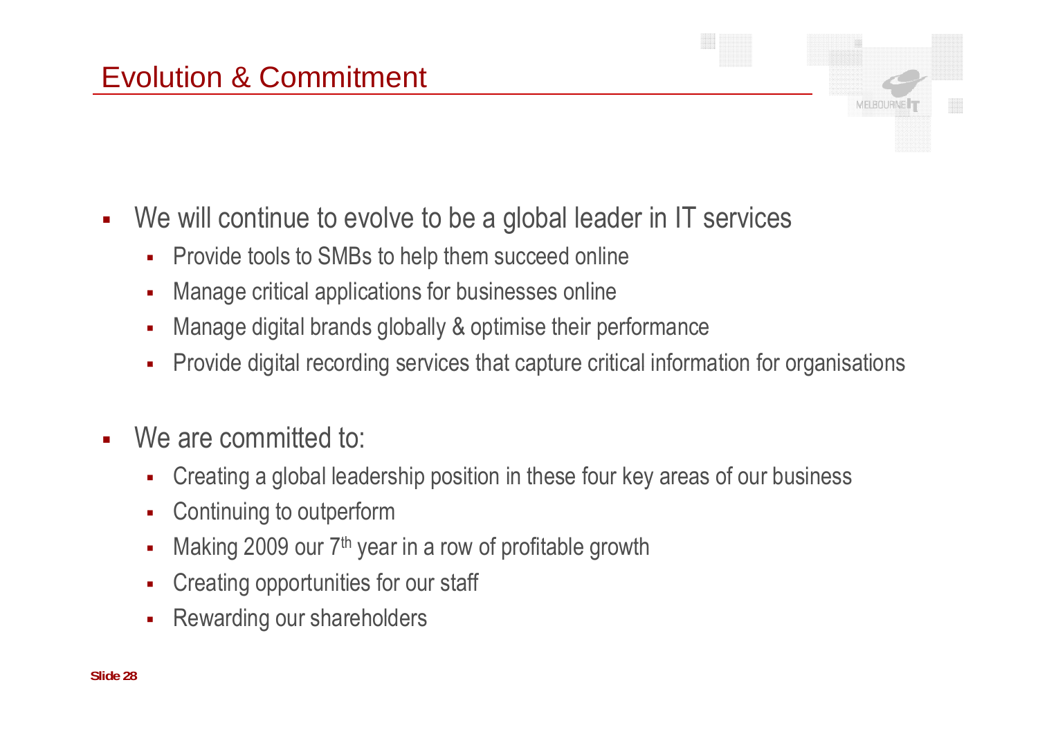# Evolution & Commitment

- We will continue to evolve to be a global leader in IT services
  - Provide tools to SMBs to help them succeed online
  - Manage critical applications for businesses online
  - Manage digital brands globally & optimise their performance
  - Provide digital recording services that capture critical information for organisations

- We are committed to:
  - Creating a global leadership position in these four key areas of our business
  - Continuing to outperform
  - Making 2009 our 7th year in a row of profitable growth
  - Creating opportunities for our staff
  - Rewarding our shareholders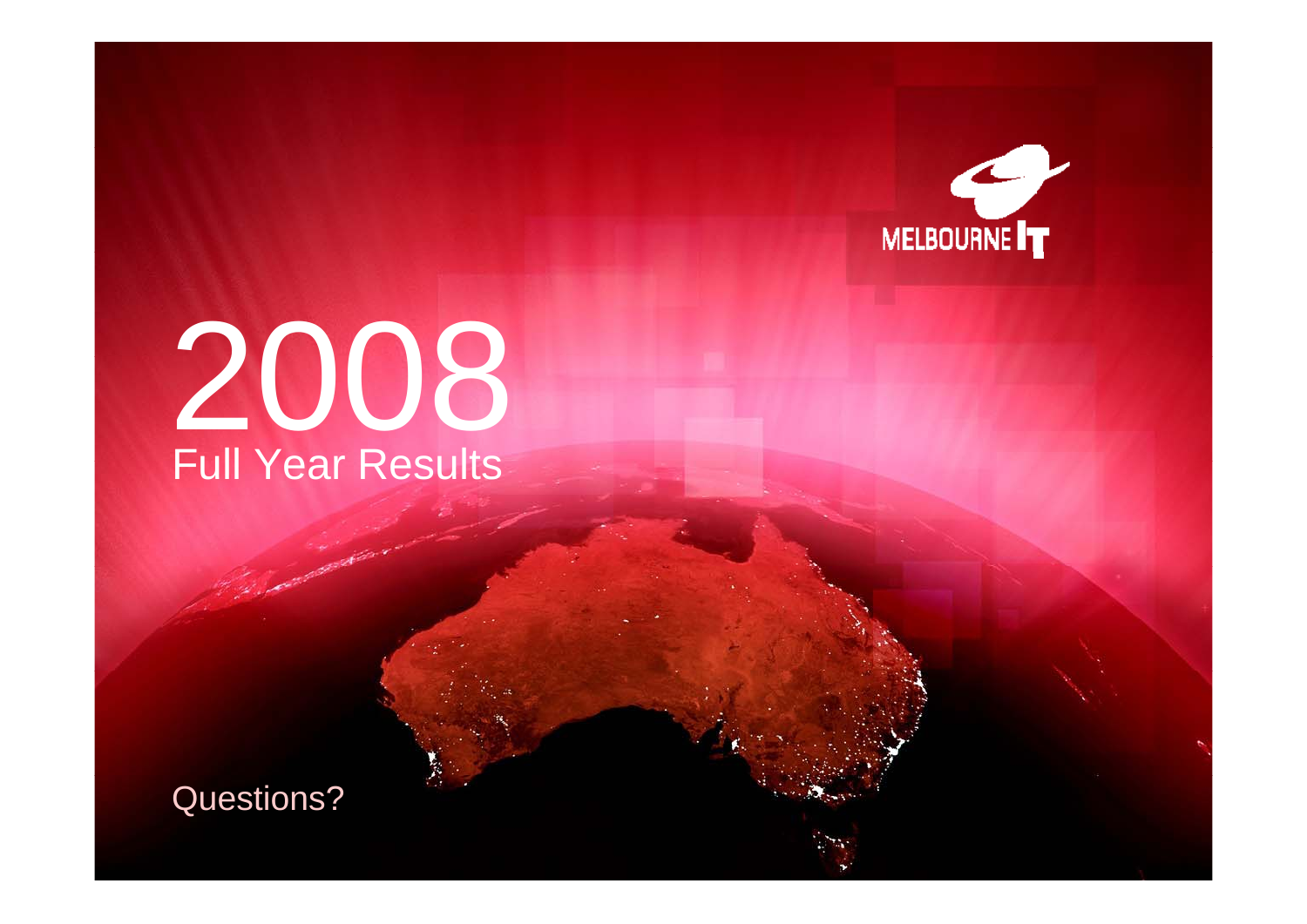MELBOURNE IT

# 2008

## Full Year Results

Questions?